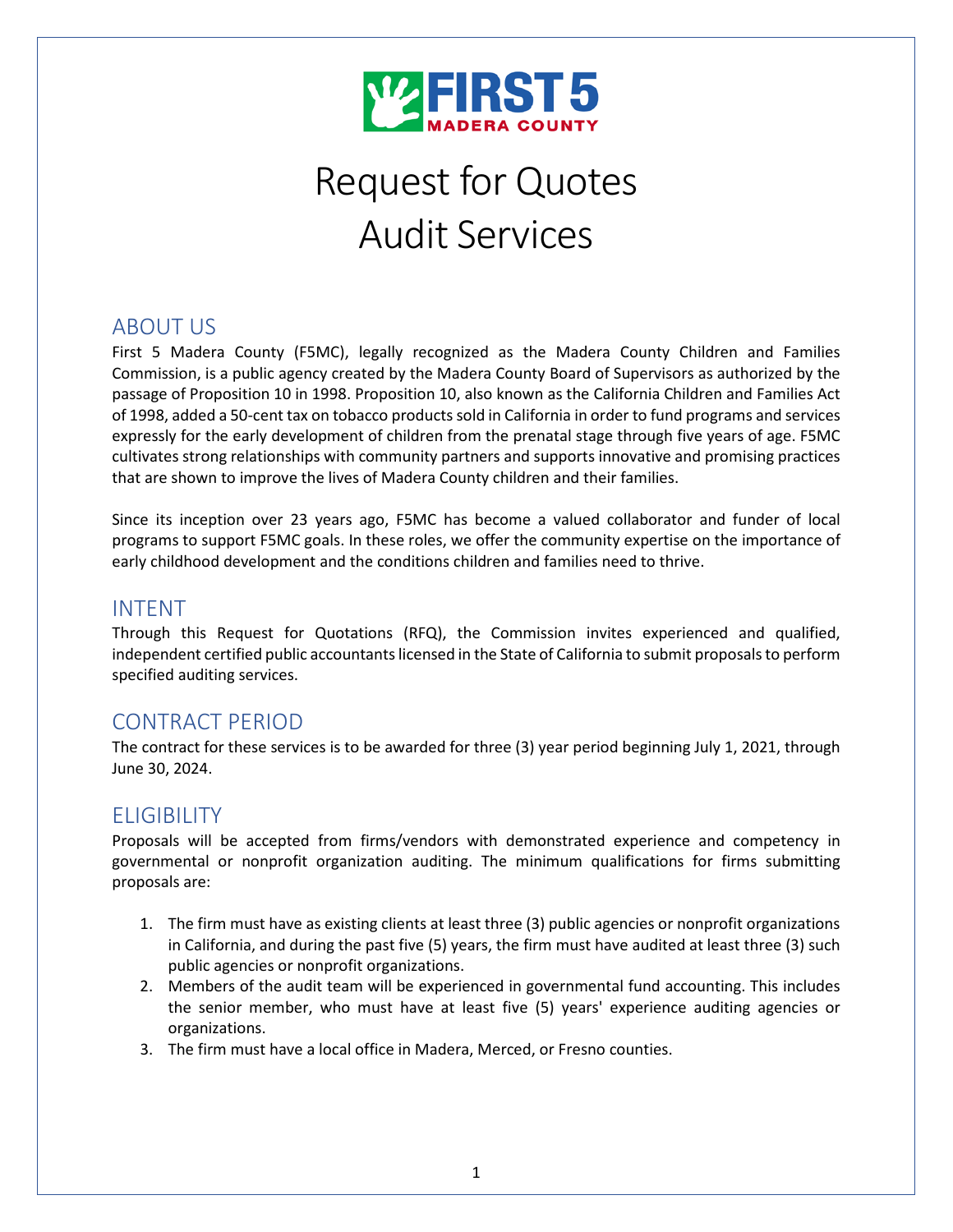# Request for Quotes
# Audit Services

## ABOUT US

First 5 Madera County (F5MC), legally recognized as the Madera County Children and Families Commission, is a public agency created by the Madera County Board of Supervisors as authorized by the passage of Proposition 10 in 1998. Proposition 10, also known as the California Children and Families Act of 1998, added a 50-cent tax on tobacco products sold in California in order to fund programs and services expressly for the early development of children from the prenatal stage through five years of age. F5MC cultivates strong relationships with community partners and supports innovative and promising practices that are shown to improve the lives of Madera County children and their families.

Since its inception over 23 years ago, F5MC has become a valued collaborator and funder of local programs to support F5MC goals. In these roles, we offer the community expertise on the importance of early childhood development and the conditions children and families need to thrive.

## INTENT

Through this Request for Quotations (RFQ), the Commission invites experienced and qualified, independent certified public accountants licensed in the State of California to submit proposals to perform specified auditing services.

## CONTRACT PERIOD

The contract for these services is to be awarded for three (3) year period beginning July 1, 2021, through June 30, 2024.

## ELIGIBILITY

Proposals will be accepted from firms/vendors with demonstrated experience and competency in governmental or nonprofit organization auditing. The minimum qualifications for firms submitting proposals are:

1. The firm must have as existing clients at least three (3) public agencies or nonprofit organizations in California, and during the past five (5) years, the firm must have audited at least three (3) such public agencies or nonprofit organizations.
2. Members of the audit team will be experienced in governmental fund accounting. This includes the senior member, who must have at least five (5) years' experience auditing agencies or organizations.
3. The firm must have a local office in Madera, Merced, or Fresno counties.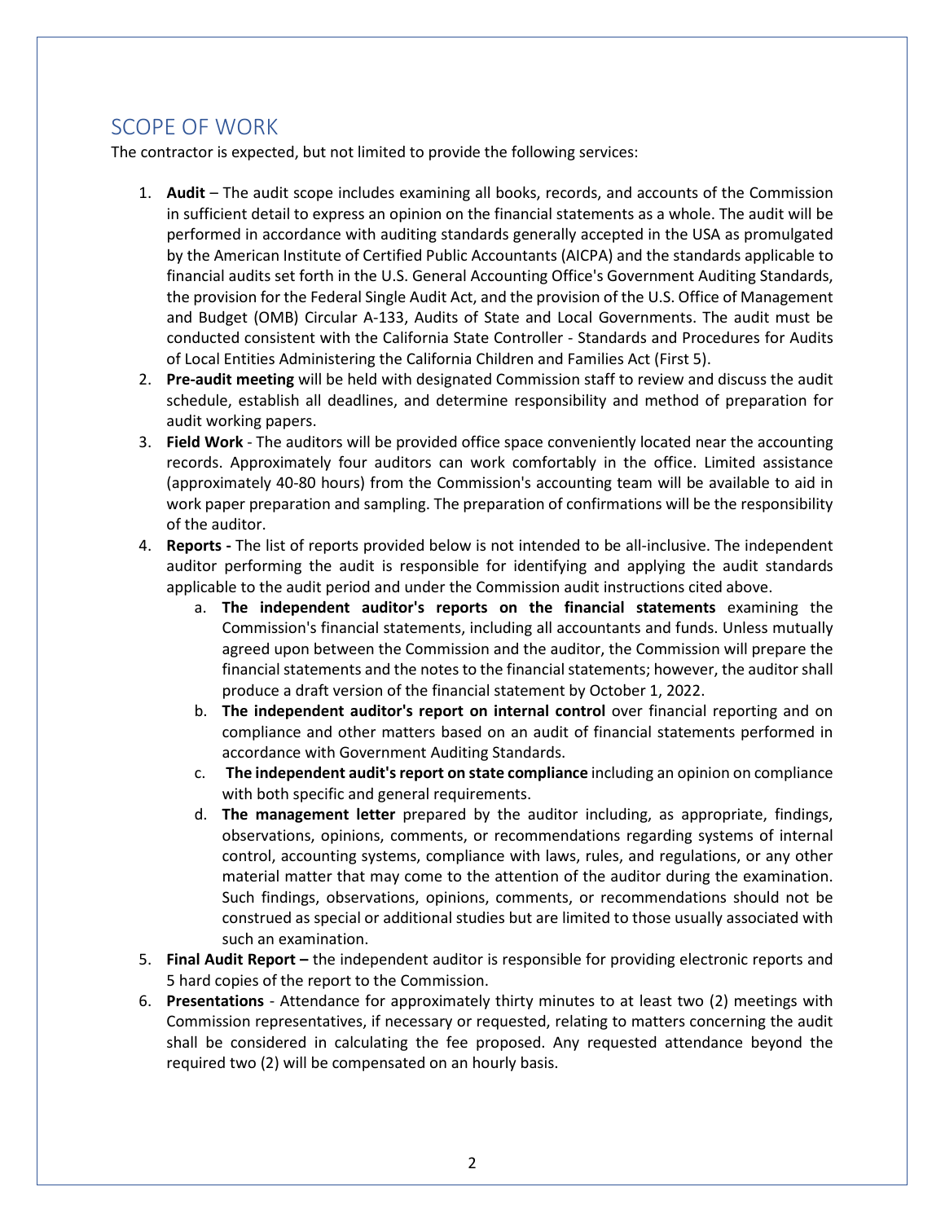## SCOPE OF WORK

The contractor is expected, but not limited to provide the following services:

1. **Audit** – The audit scope includes examining all books, records, and accounts of the Commission in sufficient detail to express an opinion on the financial statements as a whole. The audit will be performed in accordance with auditing standards generally accepted in the USA as promulgated by the American Institute of Certified Public Accountants (AICPA) and the standards applicable to financial audits set forth in the U.S. General Accounting Office's Government Auditing Standards, the provision for the Federal Single Audit Act, and the provision of the U.S. Office of Management and Budget (OMB) Circular A-133, Audits of State and Local Governments. The audit must be conducted consistent with the California State Controller - Standards and Procedures for Audits of Local Entities Administering the California Children and Families Act (First 5).
2. **Pre-audit meeting** will be held with designated Commission staff to review and discuss the audit schedule, establish all deadlines, and determine responsibility and method of preparation for audit working papers.
3. **Field Work** - The auditors will be provided office space conveniently located near the accounting records. Approximately four auditors can work comfortably in the office. Limited assistance (approximately 40-80 hours) from the Commission's accounting team will be available to aid in work paper preparation and sampling. The preparation of confirmations will be the responsibility of the auditor.
4. **Reports -** The list of reports provided below is not intended to be all-inclusive. The independent auditor performing the audit is responsible for identifying and applying the audit standards applicable to the audit period and under the Commission audit instructions cited above.
   a. **The independent auditor's reports on the financial statements** examining the Commission's financial statements, including all accountants and funds. Unless mutually agreed upon between the Commission and the auditor, the Commission will prepare the financial statements and the notes to the financial statements; however, the auditor shall produce a draft version of the financial statement by October 1, 2022.
   b. **The independent auditor's report on internal control** over financial reporting and on compliance and other matters based on an audit of financial statements performed in accordance with Government Auditing Standards.
   c. **The independent audit's report on state compliance** including an opinion on compliance with both specific and general requirements.
   d. **The management letter** prepared by the auditor including, as appropriate, findings, observations, opinions, comments, or recommendations regarding systems of internal control, accounting systems, compliance with laws, rules, and regulations, or any other material matter that may come to the attention of the auditor during the examination. Such findings, observations, opinions, comments, or recommendations should not be construed as special or additional studies but are limited to those usually associated with such an examination.
5. **Final Audit Report –** the independent auditor is responsible for providing electronic reports and 5 hard copies of the report to the Commission.
6. **Presentations** - Attendance for approximately thirty minutes to at least two (2) meetings with Commission representatives, if necessary or requested, relating to matters concerning the audit shall be considered in calculating the fee proposed. Any requested attendance beyond the required two (2) will be compensated on an hourly basis.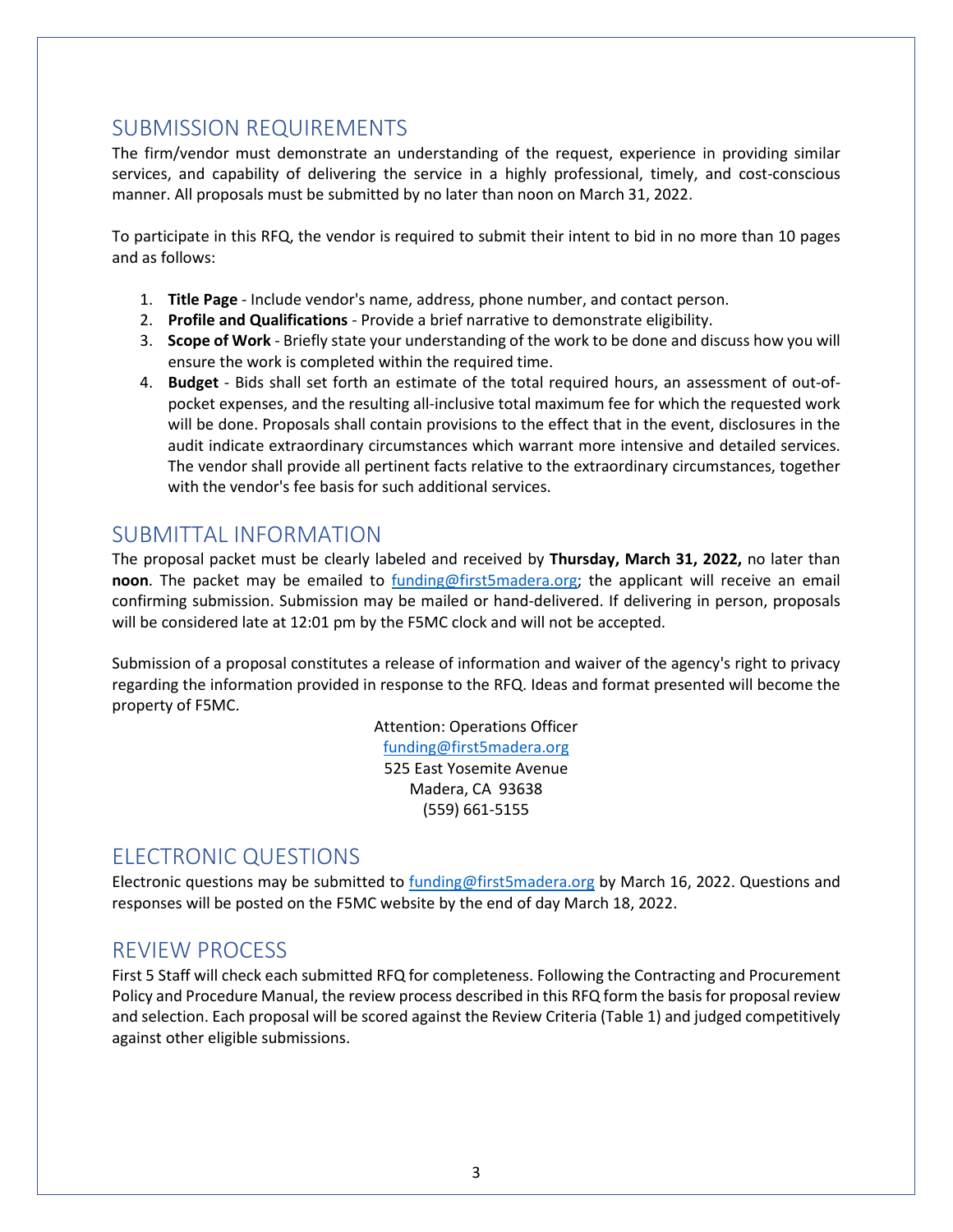## SUBMISSION REQUIREMENTS

The firm/vendor must demonstrate an understanding of the request, experience in providing similar services, and capability of delivering the service in a highly professional, timely, and cost-conscious manner. All proposals must be submitted by no later than noon on March 31, 2022.

To participate in this RFQ, the vendor is required to submit their intent to bid in no more than 10 pages and as follows:

1. **Title Page** - Include vendor's name, address, phone number, and contact person.
2. **Profile and Qualifications** - Provide a brief narrative to demonstrate eligibility.
3. **Scope of Work** - Briefly state your understanding of the work to be done and discuss how you will ensure the work is completed within the required time.
4. **Budget** - Bids shall set forth an estimate of the total required hours, an assessment of out-of-pocket expenses, and the resulting all-inclusive total maximum fee for which the requested work will be done. Proposals shall contain provisions to the effect that in the event, disclosures in the audit indicate extraordinary circumstances which warrant more intensive and detailed services. The vendor shall provide all pertinent facts relative to the extraordinary circumstances, together with the vendor's fee basis for such additional services.

## SUBMITTAL INFORMATION

The proposal packet must be clearly labeled and received by **Thursday, March 31, 2022,** no later than **noon**. The packet may be emailed to funding@first5madera.org; the applicant will receive an email confirming submission. Submission may be mailed or hand-delivered. If delivering in person, proposals will be considered late at 12:01 pm by the F5MC clock and will not be accepted.

Submission of a proposal constitutes a release of information and waiver of the agency's right to privacy regarding the information provided in response to the RFQ. Ideas and format presented will become the property of F5MC.

Attention: Operations Officer
funding@first5madera.org
525 East Yosemite Avenue
Madera, CA 93638
(559) 661-5155

## ELECTRONIC QUESTIONS

Electronic questions may be submitted to funding@first5madera.org by March 16, 2022. Questions and responses will be posted on the F5MC website by the end of day March 18, 2022.

## REVIEW PROCESS

First 5 Staff will check each submitted RFQ for completeness. Following the Contracting and Procurement Policy and Procedure Manual, the review process described in this RFQ form the basis for proposal review and selection. Each proposal will be scored against the Review Criteria (Table 1) and judged competitively against other eligible submissions.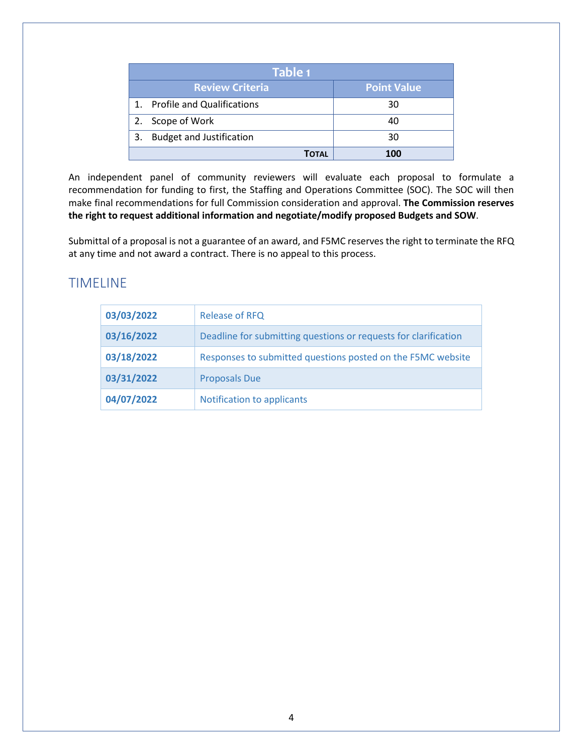| Table 1 | |
|---|---|
| **Review Criteria** | **Point Value** |
| 1. Profile and Qualifications | 30 |
| 2. Scope of Work | 40 |
| 3. Budget and Justification | 30 |
| **TOTAL** | **100** |

An independent panel of community reviewers will evaluate each proposal to formulate a recommendation for funding to first, the Staffing and Operations Committee (SOC). The SOC will then make final recommendations for full Commission consideration and approval. **The Commission reserves the right to request additional information and negotiate/modify proposed Budgets and SOW**.

Submittal of a proposal is not a guarantee of an award, and F5MC reserves the right to terminate the RFQ at any time and not award a contract. There is no appeal to this process.

## TIMELINE

| | |
|---|---|
| **03/03/2022** | Release of RFQ |
| **03/16/2022** | Deadline for submitting questions or requests for clarification |
| **03/18/2022** | Responses to submitted questions posted on the F5MC website |
| **03/31/2022** | Proposals Due |
| **04/07/2022** | Notification to applicants |